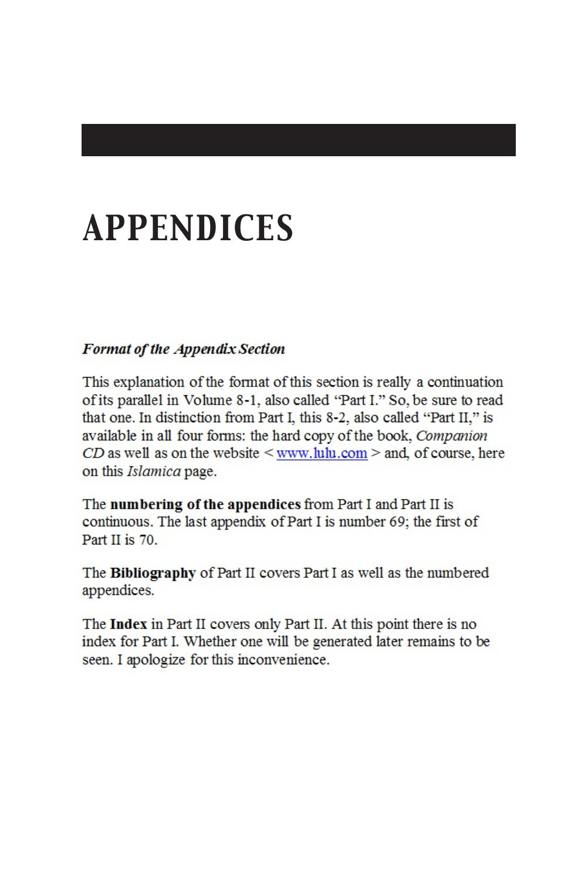# APPENDICES

***Format of the Appendix Section***

This explanation of the format of this section is really a continuation of its parallel in Volume 8-1, also called "Part I." So, be sure to read that one. In distinction from Part I, this 8-2, also called "Part II," is available in all four forms: the hard copy of the book, *Companion CD* as well as on the website < www.lulu.com > and, of course, here on this *Islamica* page.

The **numbering of the appendices** from Part I and Part II is continuous. The last appendix of Part I is number 69; the first of Part II is 70.

The **Bibliography** of Part II covers Part I as well as the numbered appendices.

The **Index** in Part II covers only Part II. At this point there is no index for Part I. Whether one will be generated later remains to be seen. I apologize for this inconvenience.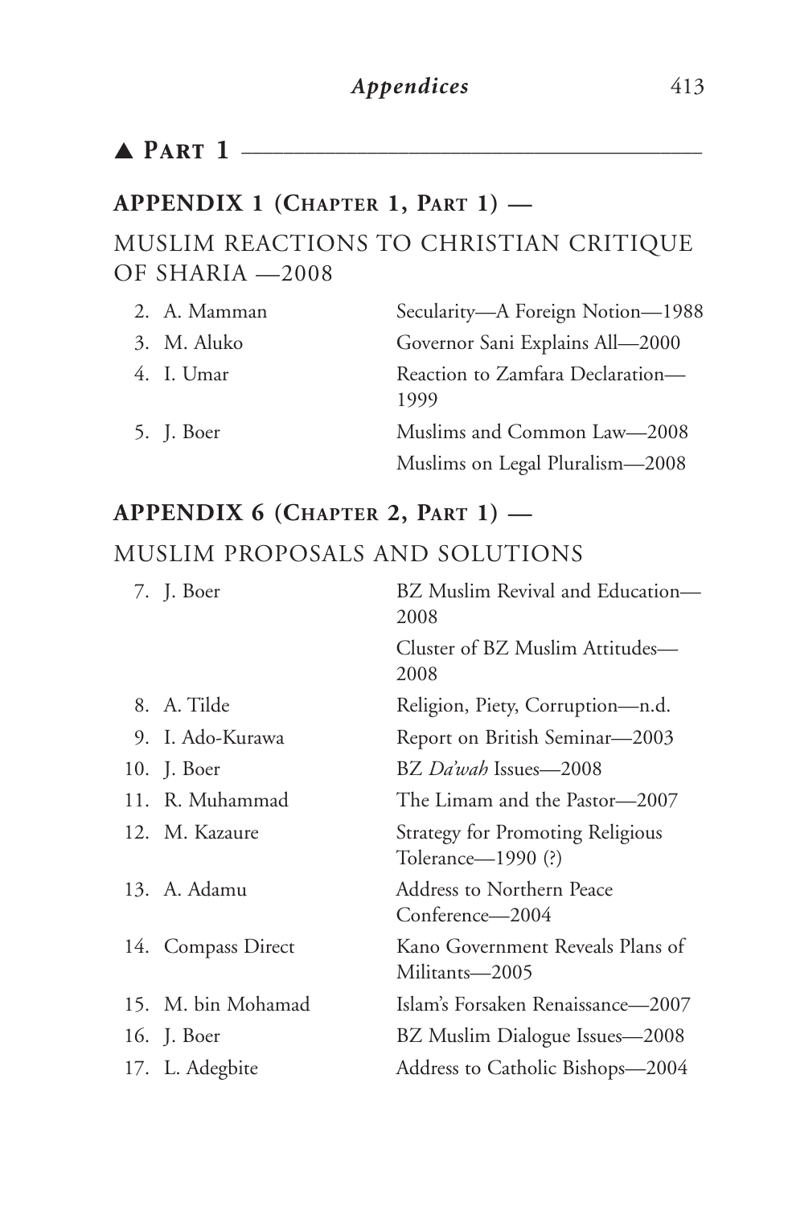## ▲ Part 1

### APPENDIX 1 (Chapter 1, Part 1) —

### MUSLIM REACTIONS TO CHRISTIAN CRITIQUE OF SHARIA —2008

| | |
|---|---|
| 2. A. Mamman | Secularity—A Foreign Notion—1988 |
| 3. M. Aluko | Governor Sani Explains All—2000 |
| 4. I. Umar | Reaction to Zamfara Declaration—1999 |
| 5. J. Boer | Muslims and Common Law—2008 |
| | Muslims on Legal Pluralism—2008 |

### APPENDIX 6 (Chapter 2, Part 1) —

### MUSLIM PROPOSALS AND SOLUTIONS

| | |
|---|---|
| 7. J. Boer | BZ Muslim Revival and Education—2008 |
| | Cluster of BZ Muslim Attitudes—2008 |
| 8. A. Tilde | Religion, Piety, Corruption—n.d. |
| 9. I. Ado-Kurawa | Report on British Seminar—2003 |
| 10. J. Boer | BZ *Da'wah* Issues—2008 |
| 11. R. Muhammad | The Limam and the Pastor—2007 |
| 12. M. Kazaure | Strategy for Promoting Religious Tolerance—1990 (?) |
| 13. A. Adamu | Address to Northern Peace Conference—2004 |
| 14. Compass Direct | Kano Government Reveals Plans of Militants—2005 |
| 15. M. bin Mohamad | Islam's Forsaken Renaissance—2007 |
| 16. J. Boer | BZ Muslim Dialogue Issues—2008 |
| 17. L. Adegbite | Address to Catholic Bishops—2004 |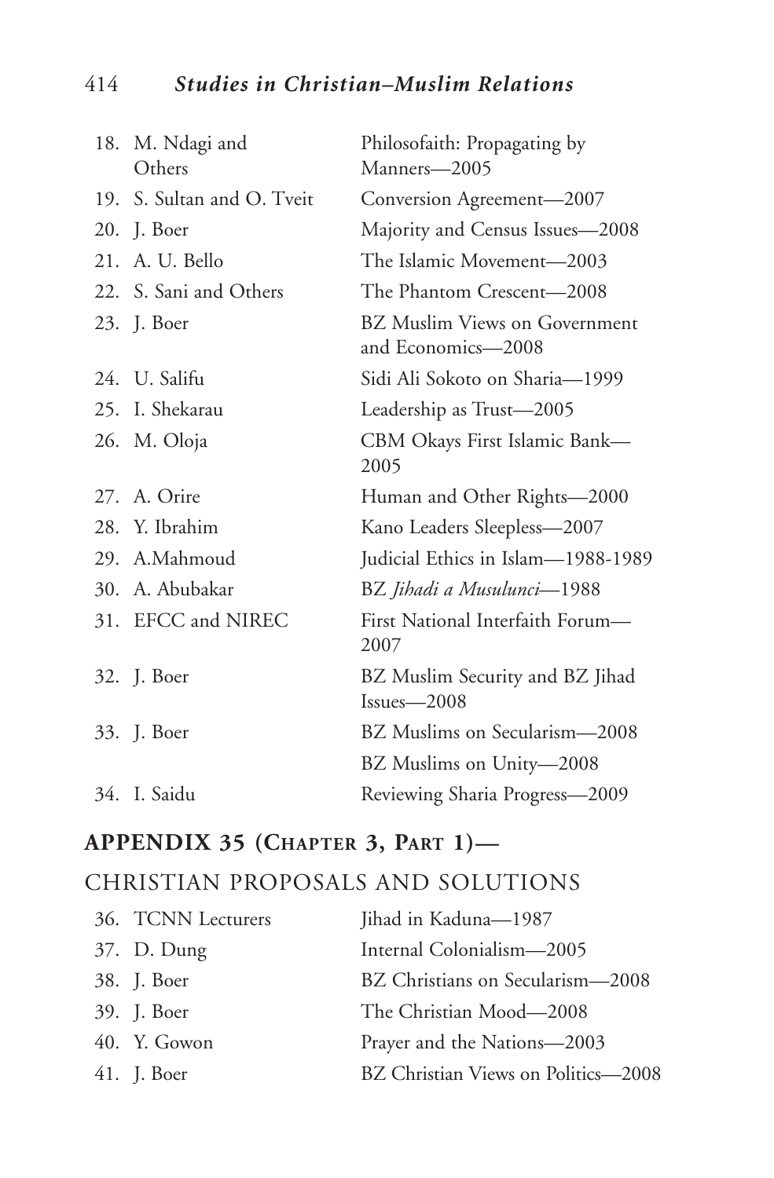| | |
|---|---|
| 18. M. Ndagi and Others | Philosofaith: Propagating by Manners—2005 |
| 19. S. Sultan and O. Tveit | Conversion Agreement—2007 |
| 20. J. Boer | Majority and Census Issues—2008 |
| 21. A. U. Bello | The Islamic Movement—2003 |
| 22. S. Sani and Others | The Phantom Crescent—2008 |
| 23. J. Boer | BZ Muslim Views on Government and Economics—2008 |
| 24. U. Salifu | Sidi Ali Sokoto on Sharia—1999 |
| 25. I. Shekarau | Leadership as Trust—2005 |
| 26. M. Oloja | CBM Okays First Islamic Bank—2005 |
| 27. A. Orire | Human and Other Rights—2000 |
| 28. Y. Ibrahim | Kano Leaders Sleepless—2007 |
| 29. A.Mahmoud | Judicial Ethics in Islam—1988-1989 |
| 30. A. Abubakar | BZ *Jihadi a Musulunci*—1988 |
| 31. EFCC and NIREC | First National Interfaith Forum—2007 |
| 32. J. Boer | BZ Muslim Security and BZ Jihad Issues—2008 |
| 33. J. Boer | BZ Muslims on Secularism—2008 |
| | BZ Muslims on Unity—2008 |
| 34. I. Saidu | Reviewing Sharia Progress—2009 |

## APPENDIX 35 (CHAPTER 3, PART 1)—

### CHRISTIAN PROPOSALS AND SOLUTIONS

| | |
|---|---|
| 36. TCNN Lecturers | Jihad in Kaduna—1987 |
| 37. D. Dung | Internal Colonialism—2005 |
| 38. J. Boer | BZ Christians on Secularism—2008 |
| 39. J. Boer | The Christian Mood—2008 |
| 40. Y. Gowon | Prayer and the Nations—2003 |
| 41. J. Boer | BZ Christian Views on Politics—2008 |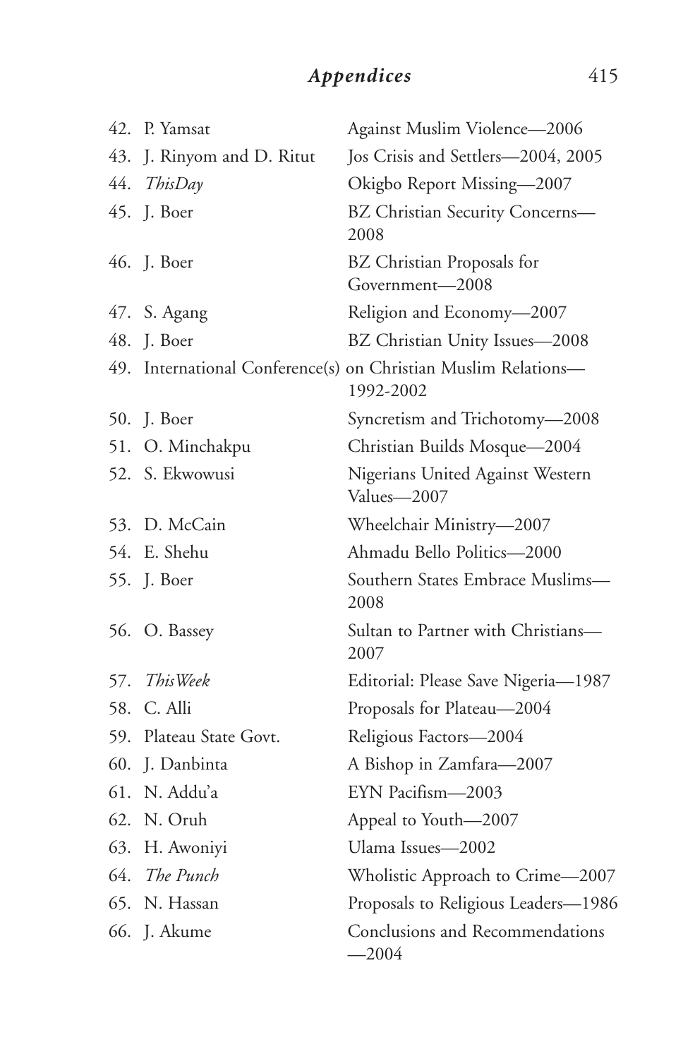42. P. Yamsat — Against Muslim Violence—2006
43. J. Rinyom and D. Ritut — Jos Crisis and Settlers—2004, 2005
44. *ThisDay* — Okigbo Report Missing—2007
45. J. Boer — BZ Christian Security Concerns—2008
46. J. Boer — BZ Christian Proposals for Government—2008
47. S. Agang — Religion and Economy—2007
48. J. Boer — BZ Christian Unity Issues—2008
49. International Conference(s) on Christian Muslim Relations—1992-2002
50. J. Boer — Syncretism and Trichotomy—2008
51. O. Minchakpu — Christian Builds Mosque—2004
52. S. Ekwowusi — Nigerians United Against Western Values—2007
53. D. McCain — Wheelchair Ministry—2007
54. E. Shehu — Ahmadu Bello Politics—2000
55. J. Boer — Southern States Embrace Muslims—2008
56. O. Bassey — Sultan to Partner with Christians—2007
57. *ThisWeek* — Editorial: Please Save Nigeria—1987
58. C. Alli — Proposals for Plateau—2004
59. Plateau State Govt. — Religious Factors—2004
60. J. Danbinta — A Bishop in Zamfara—2007
61. N. Addu'a — EYN Pacifism—2003
62. N. Oruh — Appeal to Youth—2007
63. H. Awoniyi — Ulama Issues—2002
64. *The Punch* — Wholistic Approach to Crime—2007
65. N. Hassan — Proposals to Religious Leaders—1986
66. J. Akume — Conclusions and Recommendations—2004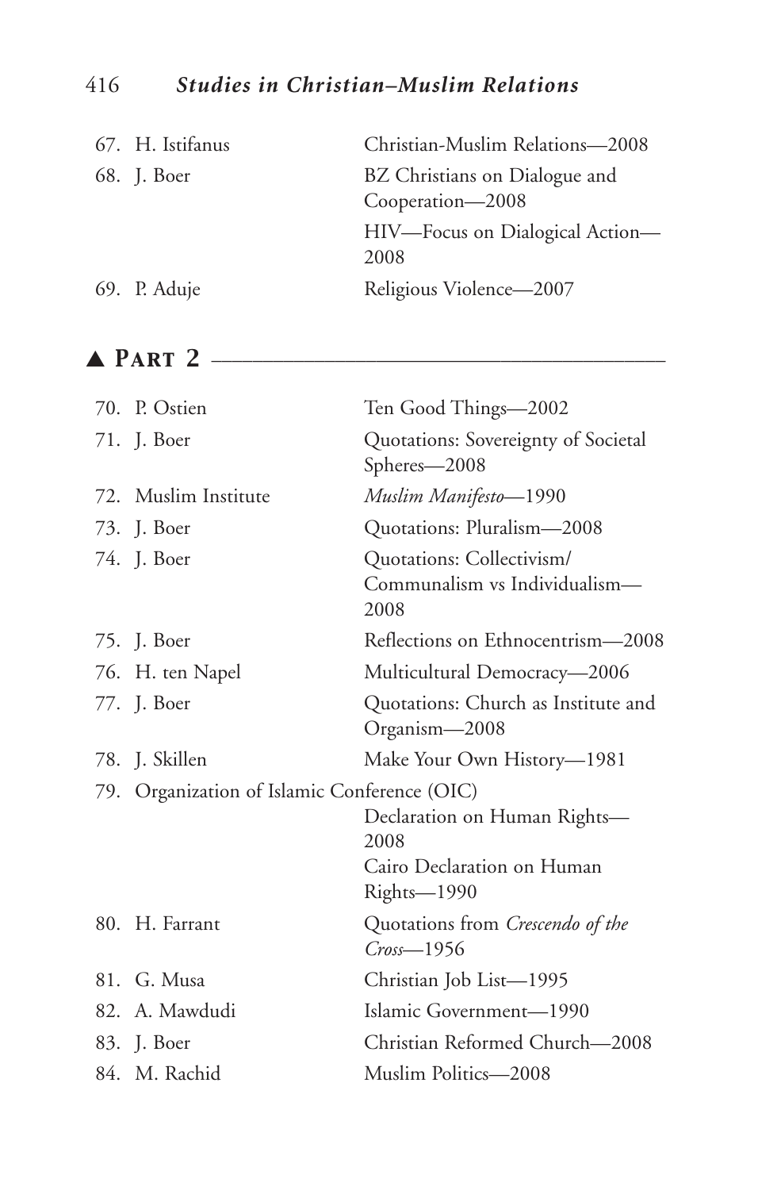| | |
|---|---|
| 67. H. Istifanus | Christian-Muslim Relations—2008 |
| 68. J. Boer | BZ Christians on Dialogue and Cooperation—2008 |
| | HIV—Focus on Dialogical Action—2008 |
| 69. P. Aduje | Religious Violence—2007 |

## ▲ Part 2

| | |
|---|---|
| 70. P. Ostien | Ten Good Things—2002 |
| 71. J. Boer | Quotations: Sovereignty of Societal Spheres—2008 |
| 72. Muslim Institute | *Muslim Manifesto*—1990 |
| 73. J. Boer | Quotations: Pluralism—2008 |
| 74. J. Boer | Quotations: Collectivism/ Communalism vs Individualism—2008 |
| 75. J. Boer | Reflections on Ethnocentrism—2008 |
| 76. H. ten Napel | Multicultural Democracy—2006 |
| 77. J. Boer | Quotations: Church as Institute and Organism—2008 |
| 78. J. Skillen | Make Your Own History—1981 |
| 79. Organization of Islamic Conference (OIC) | Declaration on Human Rights—2008 |
| | Cairo Declaration on Human Rights—1990 |
| 80. H. Farrant | Quotations from *Crescendo of the Cross*—1956 |
| 81. G. Musa | Christian Job List—1995 |
| 82. A. Mawdudi | Islamic Government—1990 |
| 83. J. Boer | Christian Reformed Church—2008 |
| 84. M. Rachid | Muslim Politics—2008 |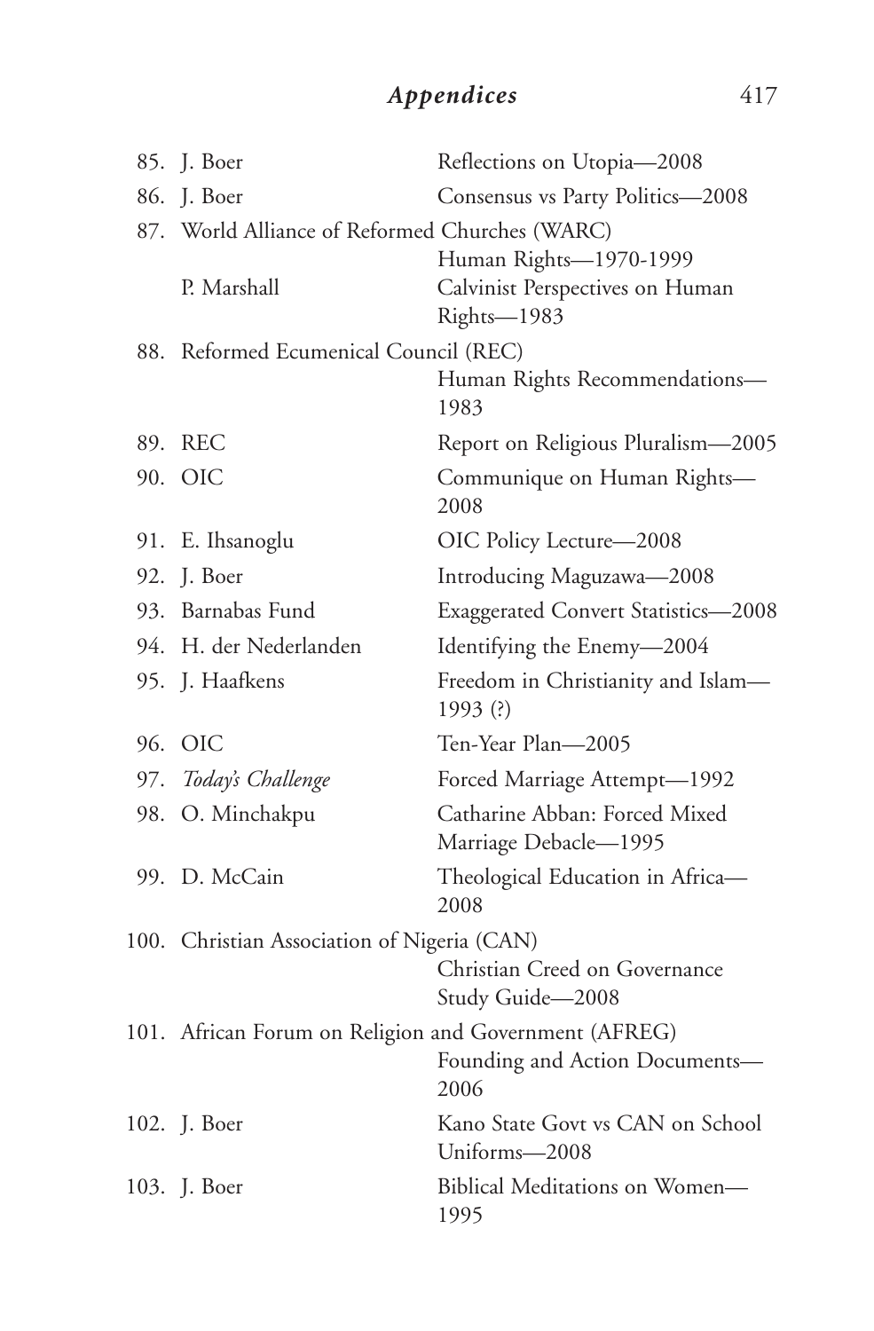85. J. Boer — Reflections on Utopia—2008
86. J. Boer — Consensus vs Party Politics—2008
87. World Alliance of Reformed Churches (WARC) — Human Rights—1970-1999
    P. Marshall — Calvinist Perspectives on Human Rights—1983
88. Reformed Ecumenical Council (REC) — Human Rights Recommendations—1983
89. REC — Report on Religious Pluralism—2005
90. OIC — Communique on Human Rights—2008
91. E. Ihsanoglu — OIC Policy Lecture—2008
92. J. Boer — Introducing Maguzawa—2008
93. Barnabas Fund — Exaggerated Convert Statistics—2008
94. H. der Nederlanden — Identifying the Enemy—2004
95. J. Haafkens — Freedom in Christianity and Islam—1993 (?)
96. OIC — Ten-Year Plan—2005
97. *Today's Challenge* — Forced Marriage Attempt—1992
98. O. Minchakpu — Catharine Abban: Forced Mixed Marriage Debacle—1995
99. D. McCain — Theological Education in Africa—2008
100. Christian Association of Nigeria (CAN) — Christian Creed on Governance Study Guide—2008
101. African Forum on Religion and Government (AFREG) — Founding and Action Documents—2006
102. J. Boer — Kano State Govt vs CAN on School Uniforms—2008
103. J. Boer — Biblical Meditations on Women—1995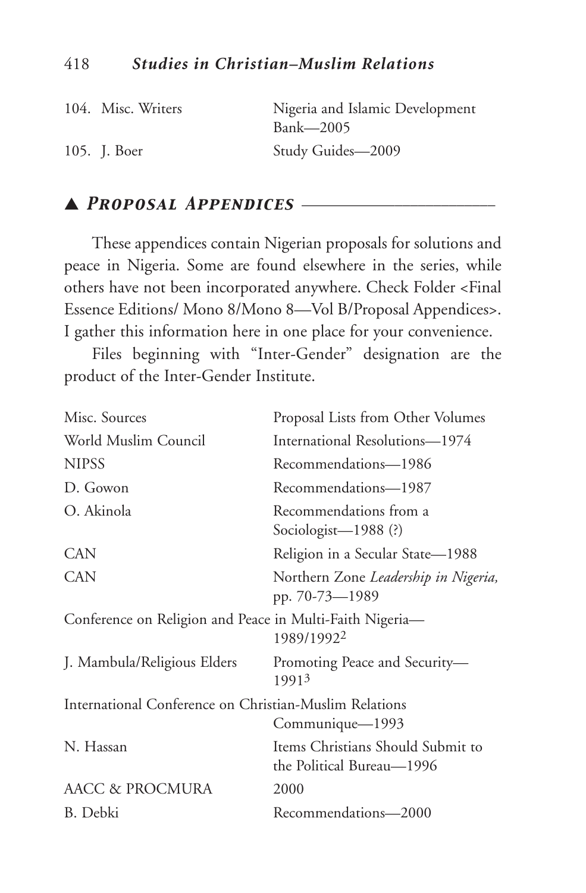| | |
|---|---|
| 104. Misc. Writers | Nigeria and Islamic Development Bank—2005 |
| 105. J. Boer | Study Guides—2009 |

## ▲ *Proposal Appendices*

These appendices contain Nigerian proposals for solutions and peace in Nigeria. Some are found elsewhere in the series, while others have not been incorporated anywhere. Check Folder <Final Essence Editions/ Mono 8/Mono 8—Vol B/Proposal Appendices>. I gather this information here in one place for your convenience.

Files beginning with "Inter-Gender" designation are the product of the Inter-Gender Institute.

| | |
|---|---|
| Misc. Sources | Proposal Lists from Other Volumes |
| World Muslim Council | International Resolutions—1974 |
| NIPSS | Recommendations—1986 |
| D. Gowon | Recommendations—1987 |
| O. Akinola | Recommendations from a Sociologist—1988 (?) |
| CAN | Religion in a Secular State—1988 |
| CAN | Northern Zone *Leadership in Nigeria,* pp. 70-73—1989 |
| Conference on Religion and Peace in Multi-Faith Nigeria— | 1989/1992[2] |
| J. Mambula/Religious Elders | Promoting Peace and Security—1991[3] |
| International Conference on Christian-Muslim Relations | Communique—1993 |
| N. Hassan | Items Christians Should Submit to the Political Bureau—1996 |
| AACC & PROCMURA | 2000 |
| B. Debki | Recommendations—2000 |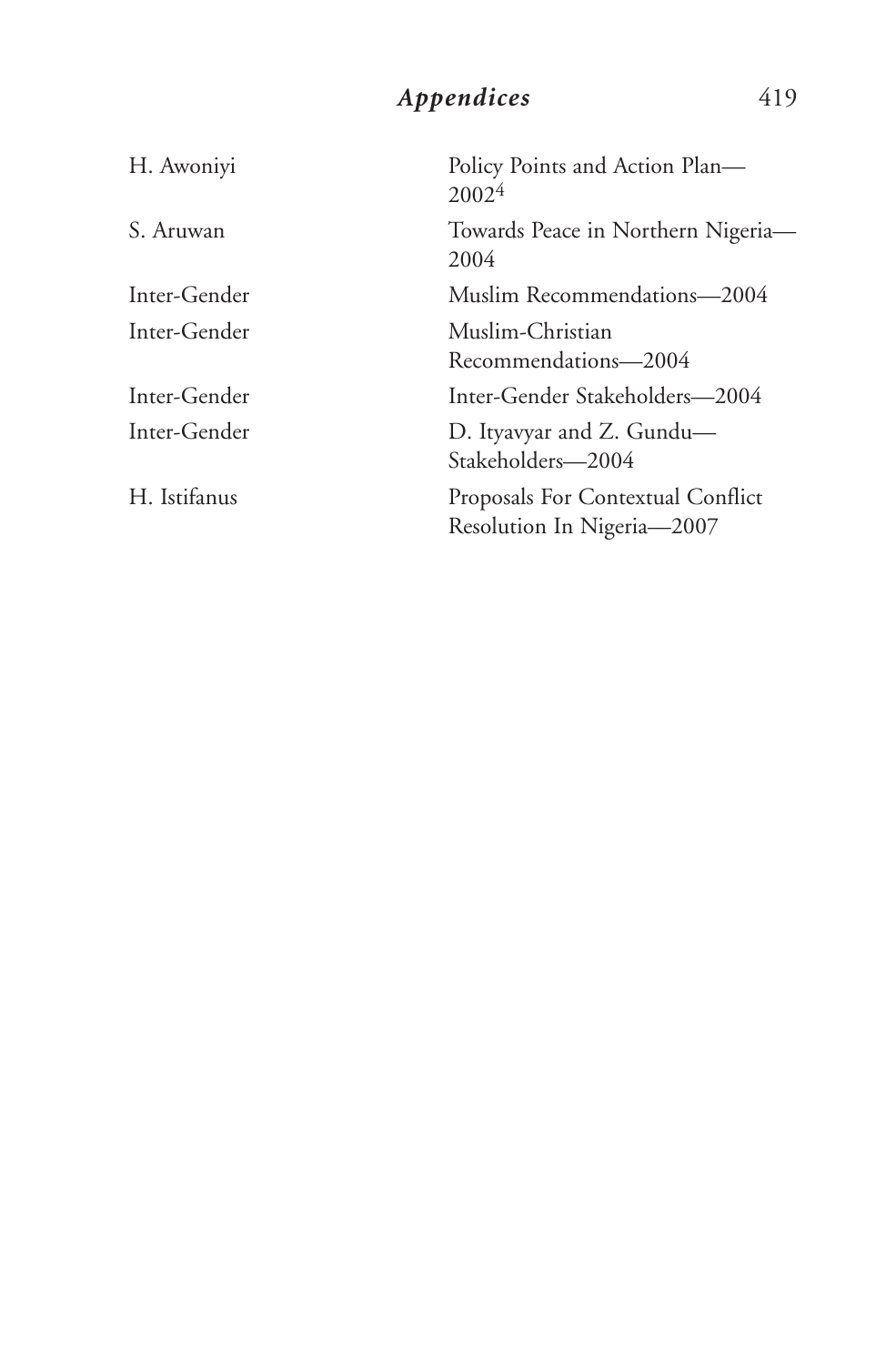| | |
|---|---|
| H. Awoniyi | Policy Points and Action Plan—2002[4] |
| S. Aruwan | Towards Peace in Northern Nigeria—2004 |
| Inter-Gender | Muslim Recommendations—2004 |
| Inter-Gender | Muslim-Christian Recommendations—2004 |
| Inter-Gender | Inter-Gender Stakeholders—2004 |
| Inter-Gender | D. Ityavyar and Z. Gundu—Stakeholders—2004 |
| H. Istifanus | Proposals For Contextual Conflict Resolution In Nigeria—2007 |